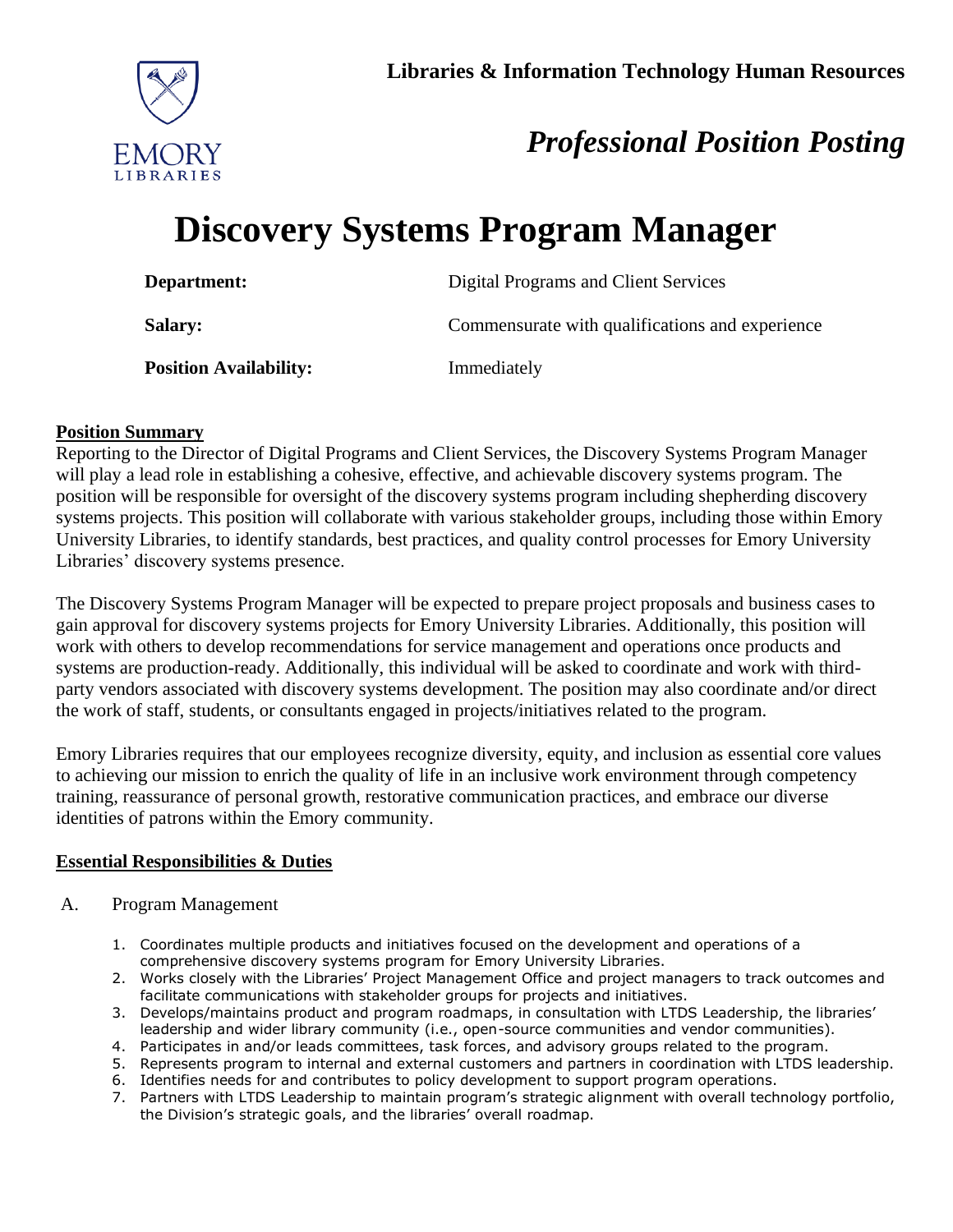**Libraries & Information Technology Human Resources**

*Professional Position Posting*

# Discovery Systems Program Manager

| | |
|---|---|
| **Department:** | Digital Programs and Client Services |
| **Salary:** | Commensurate with qualifications and experience |
| **Position Availability:** | Immediately |

## Position Summary

Reporting to the Director of Digital Programs and Client Services, the Discovery Systems Program Manager will play a lead role in establishing a cohesive, effective, and achievable discovery systems program. The position will be responsible for oversight of the discovery systems program including shepherding discovery systems projects. This position will collaborate with various stakeholder groups, including those within Emory University Libraries, to identify standards, best practices, and quality control processes for Emory University Libraries' discovery systems presence.

The Discovery Systems Program Manager will be expected to prepare project proposals and business cases to gain approval for discovery systems projects for Emory University Libraries. Additionally, this position will work with others to develop recommendations for service management and operations once products and systems are production-ready. Additionally, this individual will be asked to coordinate and work with third-party vendors associated with discovery systems development. The position may also coordinate and/or direct the work of staff, students, or consultants engaged in projects/initiatives related to the program.

Emory Libraries requires that our employees recognize diversity, equity, and inclusion as essential core values to achieving our mission to enrich the quality of life in an inclusive work environment through competency training, reassurance of personal growth, restorative communication practices, and embrace our diverse identities of patrons within the Emory community.

## Essential Responsibilities & Duties

A. Program Management

1. Coordinates multiple products and initiatives focused on the development and operations of a comprehensive discovery systems program for Emory University Libraries.
2. Works closely with the Libraries' Project Management Office and project managers to track outcomes and facilitate communications with stakeholder groups for projects and initiatives.
3. Develops/maintains product and program roadmaps, in consultation with LTDS Leadership, the libraries' leadership and wider library community (i.e., open-source communities and vendor communities).
4. Participates in and/or leads committees, task forces, and advisory groups related to the program.
5. Represents program to internal and external customers and partners in coordination with LTDS leadership.
6. Identifies needs for and contributes to policy development to support program operations.
7. Partners with LTDS Leadership to maintain program's strategic alignment with overall technology portfolio, the Division's strategic goals, and the libraries' overall roadmap.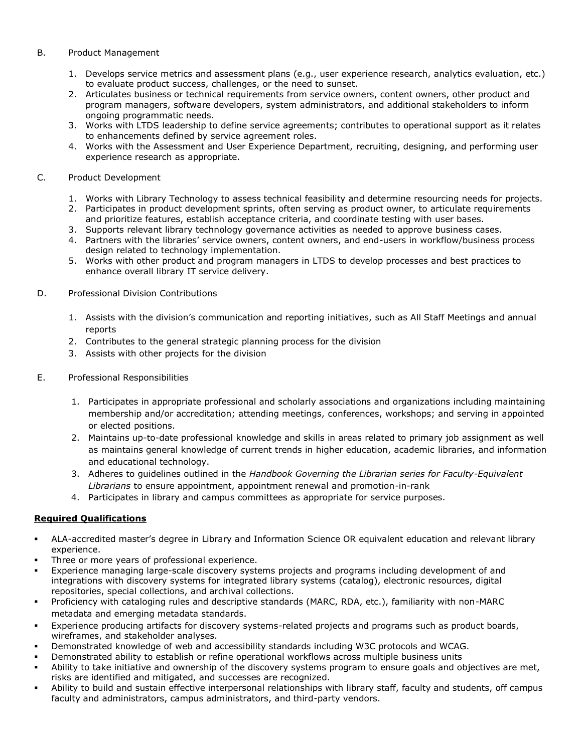B. Product Management

1. Develops service metrics and assessment plans (e.g., user experience research, analytics evaluation, etc.) to evaluate product success, challenges, or the need to sunset.
2. Articulates business or technical requirements from service owners, content owners, other product and program managers, software developers, system administrators, and additional stakeholders to inform ongoing programmatic needs.
3. Works with LTDS leadership to define service agreements; contributes to operational support as it relates to enhancements defined by service agreement roles.
4. Works with the Assessment and User Experience Department, recruiting, designing, and performing user experience research as appropriate.

C. Product Development

1. Works with Library Technology to assess technical feasibility and determine resourcing needs for projects.
2. Participates in product development sprints, often serving as product owner, to articulate requirements and prioritize features, establish acceptance criteria, and coordinate testing with user bases.
3. Supports relevant library technology governance activities as needed to approve business cases.
4. Partners with the libraries' service owners, content owners, and end-users in workflow/business process design related to technology implementation.
5. Works with other product and program managers in LTDS to develop processes and best practices to enhance overall library IT service delivery.

D. Professional Division Contributions

1. Assists with the division's communication and reporting initiatives, such as All Staff Meetings and annual reports
2. Contributes to the general strategic planning process for the division
3. Assists with other projects for the division

E. Professional Responsibilities

1. Participates in appropriate professional and scholarly associations and organizations including maintaining membership and/or accreditation; attending meetings, conferences, workshops; and serving in appointed or elected positions.
2. Maintains up-to-date professional knowledge and skills in areas related to primary job assignment as well as maintains general knowledge of current trends in higher education, academic libraries, and information and educational technology.
3. Adheres to guidelines outlined in the *Handbook Governing the Librarian series for Faculty-Equivalent Librarians* to ensure appointment, appointment renewal and promotion-in-rank
4. Participates in library and campus committees as appropriate for service purposes.

**Required Qualifications**

- ALA-accredited master's degree in Library and Information Science OR equivalent education and relevant library experience.
- Three or more years of professional experience.
- Experience managing large-scale discovery systems projects and programs including development of and integrations with discovery systems for integrated library systems (catalog), electronic resources, digital repositories, special collections, and archival collections.
- Proficiency with cataloging rules and descriptive standards (MARC, RDA, etc.), familiarity with non-MARC metadata and emerging metadata standards.
- Experience producing artifacts for discovery systems-related projects and programs such as product boards, wireframes, and stakeholder analyses.
- Demonstrated knowledge of web and accessibility standards including W3C protocols and WCAG.
- Demonstrated ability to establish or refine operational workflows across multiple business units
- Ability to take initiative and ownership of the discovery systems program to ensure goals and objectives are met, risks are identified and mitigated, and successes are recognized.
- Ability to build and sustain effective interpersonal relationships with library staff, faculty and students, off campus faculty and administrators, campus administrators, and third-party vendors.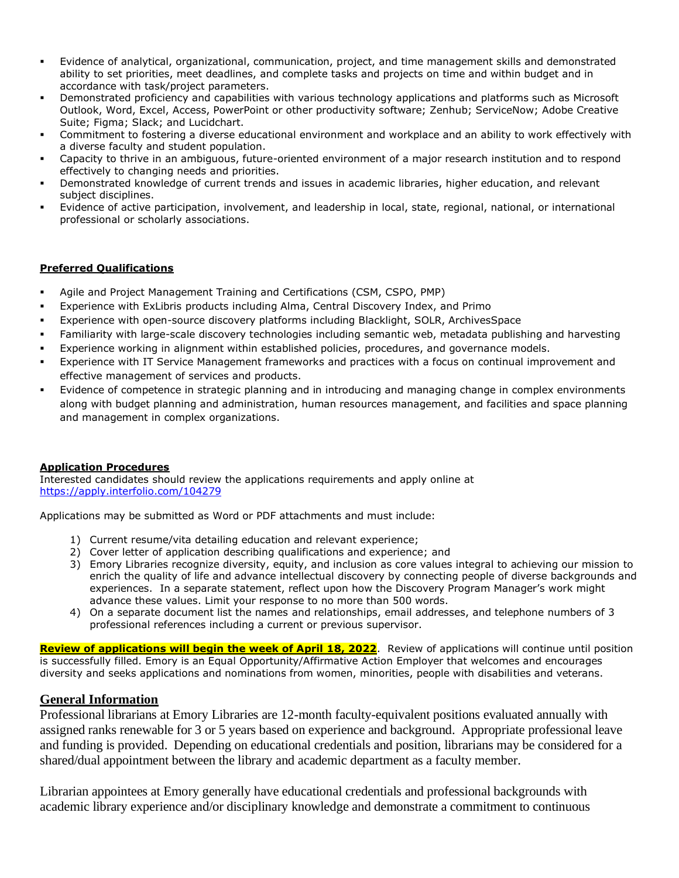- Evidence of analytical, organizational, communication, project, and time management skills and demonstrated ability to set priorities, meet deadlines, and complete tasks and projects on time and within budget and in accordance with task/project parameters.
- Demonstrated proficiency and capabilities with various technology applications and platforms such as Microsoft Outlook, Word, Excel, Access, PowerPoint or other productivity software; Zenhub; ServiceNow; Adobe Creative Suite; Figma; Slack; and Lucidchart.
- Commitment to fostering a diverse educational environment and workplace and an ability to work effectively with a diverse faculty and student population.
- Capacity to thrive in an ambiguous, future-oriented environment of a major research institution and to respond effectively to changing needs and priorities.
- Demonstrated knowledge of current trends and issues in academic libraries, higher education, and relevant subject disciplines.
- Evidence of active participation, involvement, and leadership in local, state, regional, national, or international professional or scholarly associations.

**Preferred Qualifications**

- Agile and Project Management Training and Certifications (CSM, CSPO, PMP)
- Experience with ExLibris products including Alma, Central Discovery Index, and Primo
- Experience with open-source discovery platforms including Blacklight, SOLR, ArchivesSpace
- Familiarity with large-scale discovery technologies including semantic web, metadata publishing and harvesting
- Experience working in alignment within established policies, procedures, and governance models.
- Experience with IT Service Management frameworks and practices with a focus on continual improvement and effective management of services and products.
- Evidence of competence in strategic planning and in introducing and managing change in complex environments along with budget planning and administration, human resources management, and facilities and space planning and management in complex organizations.

**Application Procedures**

Interested candidates should review the applications requirements and apply online at https://apply.interfolio.com/104279

Applications may be submitted as Word or PDF attachments and must include:

1) Current resume/vita detailing education and relevant experience;
2) Cover letter of application describing qualifications and experience; and
3) Emory Libraries recognize diversity, equity, and inclusion as core values integral to achieving our mission to enrich the quality of life and advance intellectual discovery by connecting people of diverse backgrounds and experiences. In a separate statement, reflect upon how the Discovery Program Manager's work might advance these values. Limit your response to no more than 500 words.
4) On a separate document list the names and relationships, email addresses, and telephone numbers of 3 professional references including a current or previous supervisor.

**Review of applications will begin the week of April 18, 2022**. Review of applications will continue until position is successfully filled. Emory is an Equal Opportunity/Affirmative Action Employer that welcomes and encourages diversity and seeks applications and nominations from women, minorities, people with disabilities and veterans.

## General Information

Professional librarians at Emory Libraries are 12-month faculty-equivalent positions evaluated annually with assigned ranks renewable for 3 or 5 years based on experience and background. Appropriate professional leave and funding is provided. Depending on educational credentials and position, librarians may be considered for a shared/dual appointment between the library and academic department as a faculty member.

Librarian appointees at Emory generally have educational credentials and professional backgrounds with academic library experience and/or disciplinary knowledge and demonstrate a commitment to continuous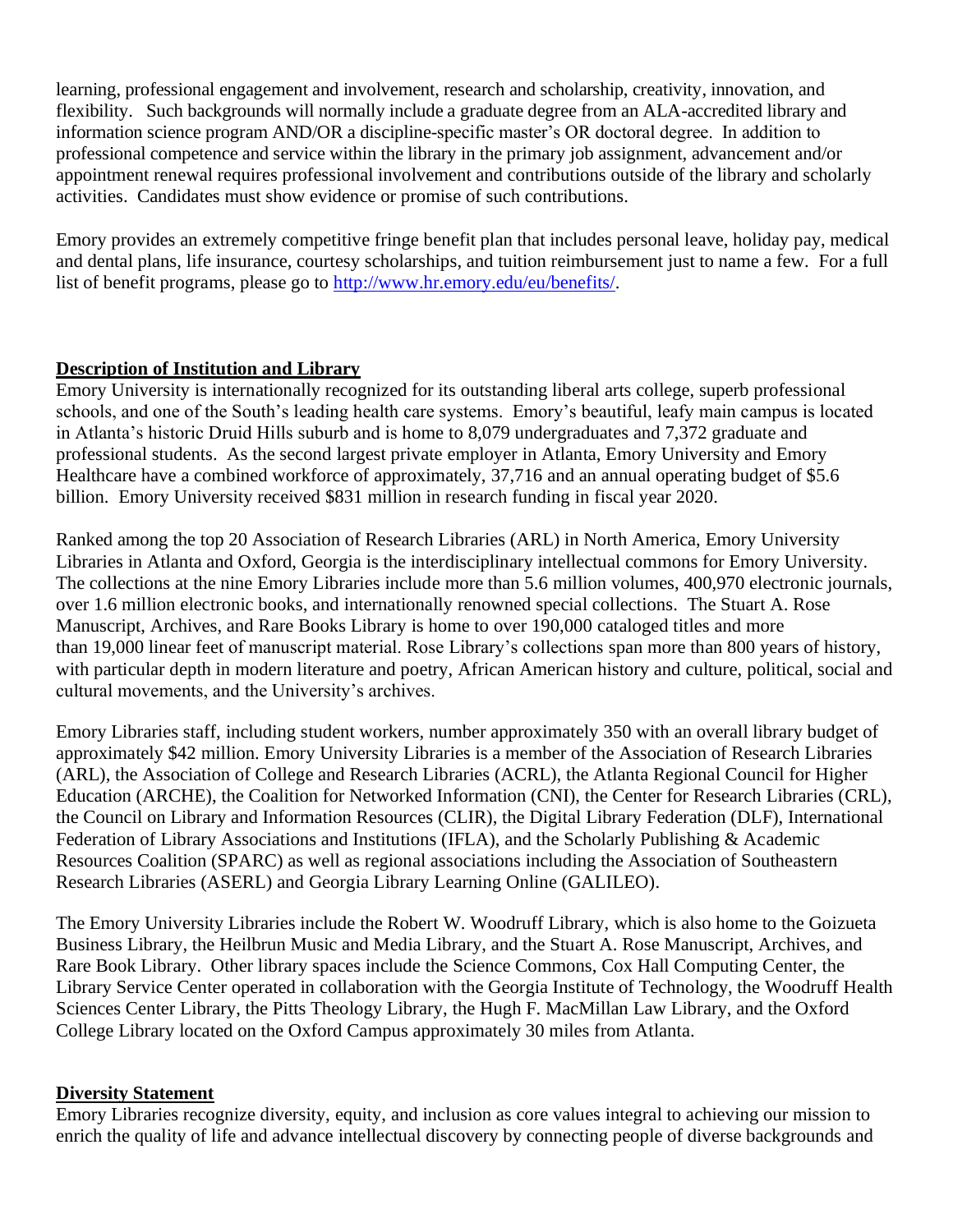learning, professional engagement and involvement, research and scholarship, creativity, innovation, and flexibility. Such backgrounds will normally include a graduate degree from an ALA-accredited library and information science program AND/OR a discipline-specific master's OR doctoral degree. In addition to professional competence and service within the library in the primary job assignment, advancement and/or appointment renewal requires professional involvement and contributions outside of the library and scholarly activities. Candidates must show evidence or promise of such contributions.

Emory provides an extremely competitive fringe benefit plan that includes personal leave, holiday pay, medical and dental plans, life insurance, courtesy scholarships, and tuition reimbursement just to name a few. For a full list of benefit programs, please go to [http://www.hr.emory.edu/eu/benefits/](http://www.hr.emory.edu/eu/benefits/).

## Description of Institution and Library

Emory University is internationally recognized for its outstanding liberal arts college, superb professional schools, and one of the South's leading health care systems. Emory's beautiful, leafy main campus is located in Atlanta's historic Druid Hills suburb and is home to 8,079 undergraduates and 7,372 graduate and professional students. As the second largest private employer in Atlanta, Emory University and Emory Healthcare have a combined workforce of approximately, 37,716 and an annual operating budget of $5.6 billion. Emory University received $831 million in research funding in fiscal year 2020.

Ranked among the top 20 Association of Research Libraries (ARL) in North America, Emory University Libraries in Atlanta and Oxford, Georgia is the interdisciplinary intellectual commons for Emory University. The collections at the nine Emory Libraries include more than 5.6 million volumes, 400,970 electronic journals, over 1.6 million electronic books, and internationally renowned special collections. The Stuart A. Rose Manuscript, Archives, and Rare Books Library is home to over 190,000 cataloged titles and more than 19,000 linear feet of manuscript material. Rose Library's collections span more than 800 years of history, with particular depth in modern literature and poetry, African American history and culture, political, social and cultural movements, and the University's archives.

Emory Libraries staff, including student workers, number approximately 350 with an overall library budget of approximately $42 million. Emory University Libraries is a member of the Association of Research Libraries (ARL), the Association of College and Research Libraries (ACRL), the Atlanta Regional Council for Higher Education (ARCHE), the Coalition for Networked Information (CNI), the Center for Research Libraries (CRL), the Council on Library and Information Resources (CLIR), the Digital Library Federation (DLF), International Federation of Library Associations and Institutions (IFLA), and the Scholarly Publishing & Academic Resources Coalition (SPARC) as well as regional associations including the Association of Southeastern Research Libraries (ASERL) and Georgia Library Learning Online (GALILEO).

The Emory University Libraries include the Robert W. Woodruff Library, which is also home to the Goizueta Business Library, the Heilbrun Music and Media Library, and the Stuart A. Rose Manuscript, Archives, and Rare Book Library. Other library spaces include the Science Commons, Cox Hall Computing Center, the Library Service Center operated in collaboration with the Georgia Institute of Technology, the Woodruff Health Sciences Center Library, the Pitts Theology Library, the Hugh F. MacMillan Law Library, and the Oxford College Library located on the Oxford Campus approximately 30 miles from Atlanta.

## Diversity Statement

Emory Libraries recognize diversity, equity, and inclusion as core values integral to achieving our mission to enrich the quality of life and advance intellectual discovery by connecting people of diverse backgrounds and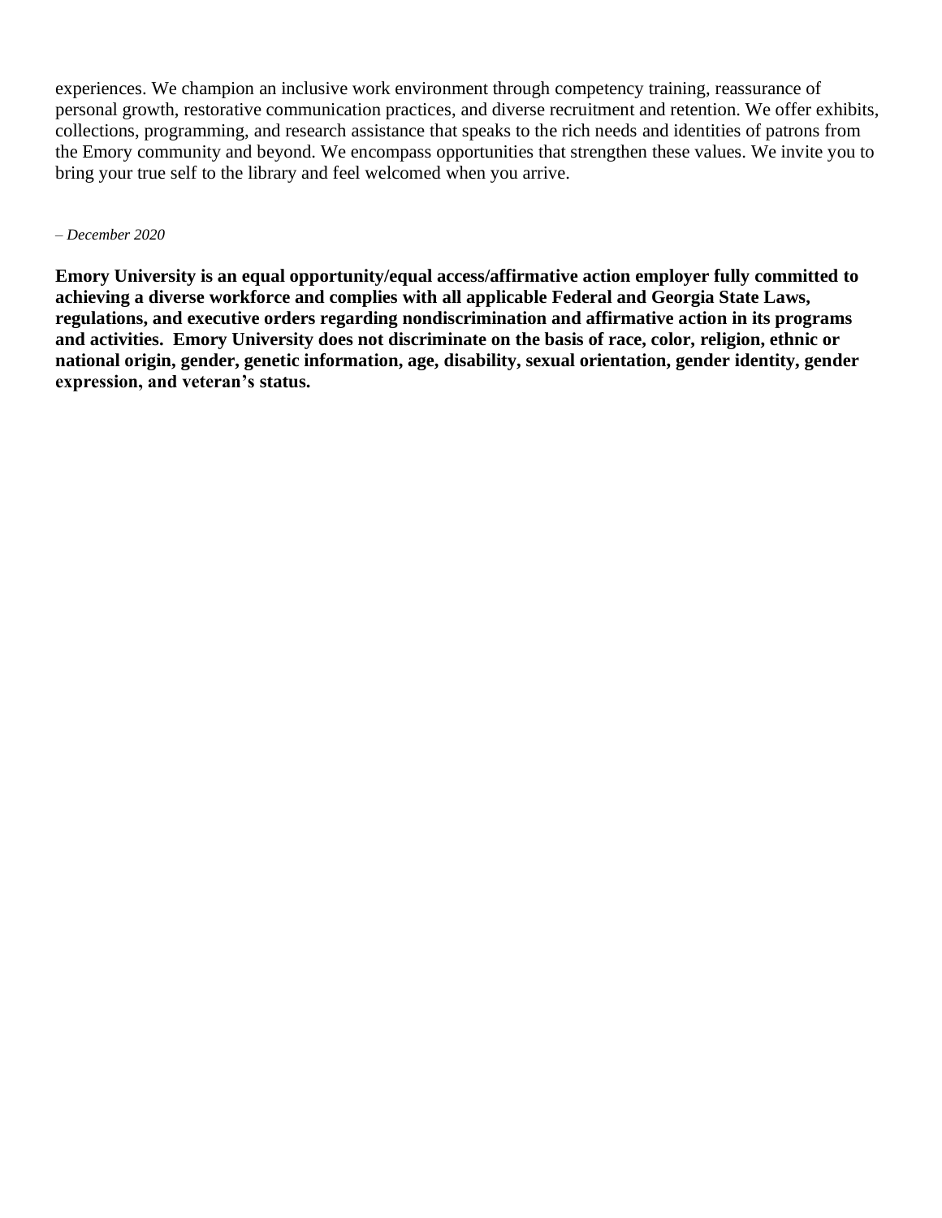experiences. We champion an inclusive work environment through competency training, reassurance of personal growth, restorative communication practices, and diverse recruitment and retention. We offer exhibits, collections, programming, and research assistance that speaks to the rich needs and identities of patrons from the Emory community and beyond. We encompass opportunities that strengthen these values. We invite you to bring your true self to the library and feel welcomed when you arrive.

*– December 2020*

**Emory University is an equal opportunity/equal access/affirmative action employer fully committed to achieving a diverse workforce and complies with all applicable Federal and Georgia State Laws, regulations, and executive orders regarding nondiscrimination and affirmative action in its programs and activities. Emory University does not discriminate on the basis of race, color, religion, ethnic or national origin, gender, genetic information, age, disability, sexual orientation, gender identity, gender expression, and veteran's status.**